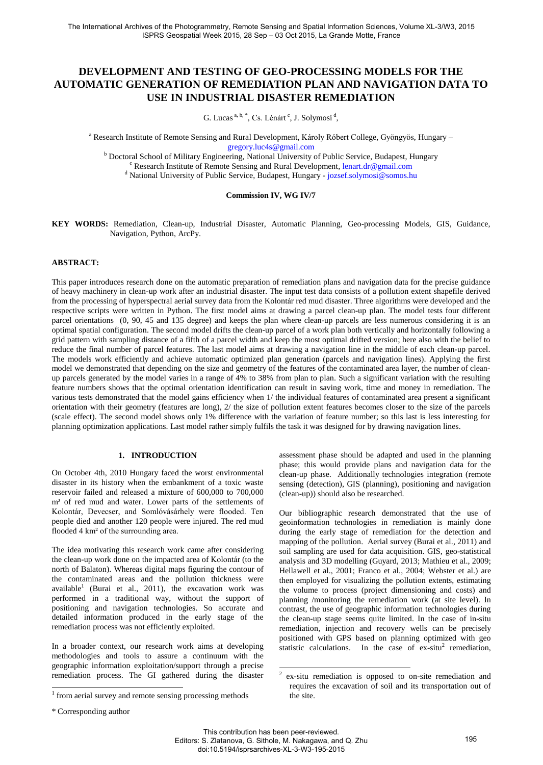# DEVELOPMENT AND TESTING OF GEO-PROCESSING MODELS FOR THE AUTOMATIC GENERATION OF REMEDIATION PLAN AND NAVIGATION DATA TO USE IN INDUSTRIAL DISASTER REMEDIATION

G. Lucas [a, b, *], Cs. Lénárt [c], J. Solymosi [d],

[a] Research Institute of Remote Sensing and Rural Development, Károly Róbert College, Gyöngyös, Hungary – gregory.luc4s@gmail.com

[b] Doctoral School of Military Engineering, National University of Public Service, Budapest, Hungary

[c] Research Institute of Remote Sensing and Rural Development, lenart.dr@gmail.com

[d] National University of Public Service, Budapest, Hungary - jozsef.solymosi@somos.hu

**Commission IV, WG IV/7**

**KEY WORDS:** Remediation, Clean-up, Industrial Disaster, Automatic Planning, Geo-processing Models, GIS, Guidance, Navigation, Python, ArcPy.

## ABSTRACT:

This paper introduces research done on the automatic preparation of remediation plans and navigation data for the precise guidance of heavy machinery in clean-up work after an industrial disaster. The input test data consists of a pollution extent shapefile derived from the processing of hyperspectral aerial survey data from the Kolontár red mud disaster. Three algorithms were developed and the respective scripts were written in Python. The first model aims at drawing a parcel clean-up plan. The model tests four different parcel orientations (0, 90, 45 and 135 degree) and keeps the plan where clean-up parcels are less numerous considering it is an optimal spatial configuration. The second model drifts the clean-up parcel of a work plan both vertically and horizontally following a grid pattern with sampling distance of a fifth of a parcel width and keep the most optimal drifted version; here also with the belief to reduce the final number of parcel features. The last model aims at drawing a navigation line in the middle of each clean-up parcel. The models work efficiently and achieve automatic optimized plan generation (parcels and navigation lines). Applying the first model we demonstrated that depending on the size and geometry of the features of the contaminated area layer, the number of clean-up parcels generated by the model varies in a range of 4% to 38% from plan to plan. Such a significant variation with the resulting feature numbers shows that the optimal orientation identification can result in saving work, time and money in remediation. The various tests demonstrated that the model gains efficiency when 1/ the individual features of contaminated area present a significant orientation with their geometry (features are long), 2/ the size of pollution extent features becomes closer to the size of the parcels (scale effect). The second model shows only 1% difference with the variation of feature number; so this last is less interesting for planning optimization applications. Last model rather simply fulfils the task it was designed for by drawing navigation lines.

## 1. INTRODUCTION

On October 4th, 2010 Hungary faced the worst environmental disaster in its history when the embankment of a toxic waste reservoir failed and released a mixture of 600,000 to 700,000 m³ of red mud and water. Lower parts of the settlements of Kolontár, Devecser, and Somlóvásárhely were flooded. Ten people died and another 120 people were injured. The red mud flooded 4 km² of the surrounding area.

The idea motivating this research work came after considering the clean-up work done on the impacted area of Kolontár (to the north of Balaton). Whereas digital maps figuring the contour of the contaminated areas and the pollution thickness were available[1] (Burai et al., 2011), the excavation work was performed in a traditional way, without the support of positioning and navigation technologies. So accurate and detailed information produced in the early stage of the remediation process was not efficiently exploited.

In a broader context, our research work aims at developing methodologies and tools to assure a continuum with the geographic information exploitation/support through a precise remediation process. The GI gathered during the disaster assessment phase should be adapted and used in the planning phase; this would provide plans and navigation data for the clean-up phase. Additionally technologies integration (remote sensing (detection), GIS (planning), positioning and navigation (clean-up)) should also be researched.

Our bibliographic research demonstrated that the use of geoinformation technologies in remediation is mainly done during the early stage of remediation for the detection and mapping of the pollution. Aerial survey (Burai et al., 2011) and soil sampling are used for data acquisition. GIS, geo-statistical analysis and 3D modelling (Guyard, 2013; Mathieu et al., 2009; Hellawell et al., 2001; Franco et al., 2004; Webster et al.) are then employed for visualizing the pollution extents, estimating the volume to process (project dimensioning and costs) and planning /monitoring the remediation work (at site level). In contrast, the use of geographic information technologies during the clean-up stage seems quite limited. In the case of in-situ remediation, injection and recovery wells can be precisely positioned with GPS based on planning optimized with geo statistic calculations. In the case of ex-situ[2] remediation,

[1] from aerial survey and remote sensing processing methods

\* Corresponding author

[2] ex-situ remediation is opposed to on-site remediation and requires the excavation of soil and its transportation out of the site.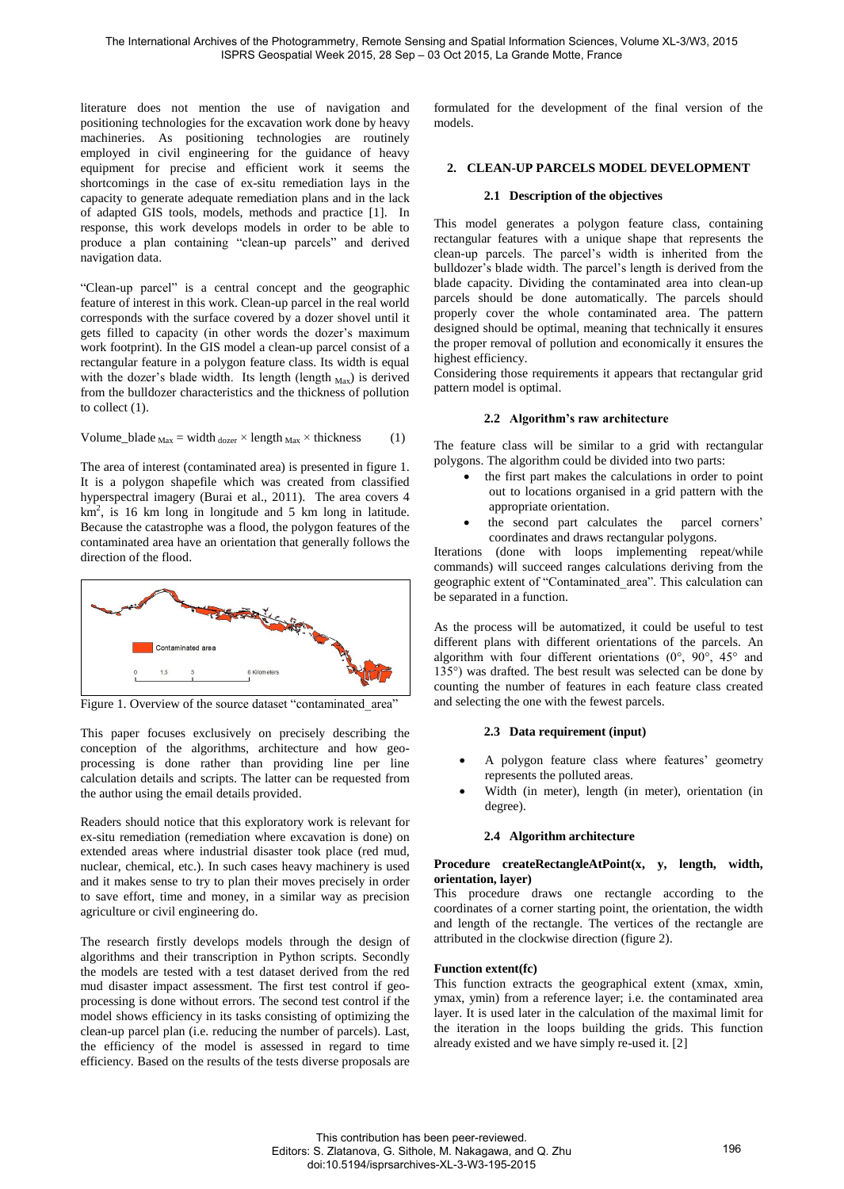literature does not mention the use of navigation and positioning technologies for the excavation work done by heavy machineries. As positioning technologies are routinely employed in civil engineering for the guidance of heavy equipment for precise and efficient work it seems the shortcomings in the case of ex-situ remediation lays in the capacity to generate adequate remediation plans and in the lack of adapted GIS tools, models, methods and practice [1]. In response, this work develops models in order to be able to produce a plan containing "clean-up parcels" and derived navigation data.

"Clean-up parcel" is a central concept and the geographic feature of interest in this work. Clean-up parcel in the real world corresponds with the surface covered by a dozer shovel until it gets filled to capacity (in other words the dozer's maximum work footprint). In the GIS model a clean-up parcel consist of a rectangular feature in a polygon feature class. Its width is equal with the dozer's blade width. Its length (length $_{Max}$) is derived from the bulldozer characteristics and the thickness of pollution to collect (1).

$$\text{Volume\_blade}_{Max} = \text{width}_{dozer} \times \text{length}_{Max} \times \text{thickness} \qquad (1)$$

The area of interest (contaminated area) is presented in figure 1. It is a polygon shapefile which was created from classified hyperspectral imagery (Burai et al., 2011). The area covers 4 $km^2$, is 16 km long in longitude and 5 km long in latitude. Because the catastrophe was a flood, the polygon features of the contaminated area have an orientation that generally follows the direction of the flood.

Figure 1. Overview of the source dataset "contaminated_area"

This paper focuses exclusively on precisely describing the conception of the algorithms, architecture and how geo-processing is done rather than providing line per line calculation details and scripts. The latter can be requested from the author using the email details provided.

Readers should notice that this exploratory work is relevant for ex-situ remediation (remediation where excavation is done) on extended areas where industrial disaster took place (red mud, nuclear, chemical, etc.). In such cases heavy machinery is used and it makes sense to try to plan their moves precisely in order to save effort, time and money, in a similar way as precision agriculture or civil engineering do.

The research firstly develops models through the design of algorithms and their transcription in Python scripts. Secondly the models are tested with a test dataset derived from the red mud disaster impact assessment. The first test control if geo-processing is done without errors. The second test control if the model shows efficiency in its tasks consisting of optimizing the clean-up parcel plan (i.e. reducing the number of parcels). Last, the efficiency of the model is assessed in regard to time efficiency. Based on the results of the tests diverse proposals are formulated for the development of the final version of the models.

## 2. CLEAN-UP PARCELS MODEL DEVELOPMENT

### 2.1 Description of the objectives

This model generates a polygon feature class, containing rectangular features with a unique shape that represents the clean-up parcels. The parcel's width is inherited from the bulldozer's blade width. The parcel's length is derived from the blade capacity. Dividing the contaminated area into clean-up parcels should be done automatically. The parcels should properly cover the whole contaminated area. The pattern designed should be optimal, meaning that technically it ensures the proper removal of pollution and economically it ensures the highest efficiency.

Considering those requirements it appears that rectangular grid pattern model is optimal.

### 2.2 Algorithm's raw architecture

The feature class will be similar to a grid with rectangular polygons. The algorithm could be divided into two parts:

- the first part makes the calculations in order to point out to locations organised in a grid pattern with the appropriate orientation.
- the second part calculates the parcel corners' coordinates and draws rectangular polygons.

Iterations (done with loops implementing repeat/while commands) will succeed ranges calculations deriving from the geographic extent of "Contaminated_area". This calculation can be separated in a function.

As the process will be automatized, it could be useful to test different plans with different orientations of the parcels. An algorithm with four different orientations (0°, 90°, 45° and 135°) was drafted. The best result was selected can be done by counting the number of features in each feature class created and selecting the one with the fewest parcels.

### 2.3 Data requirement (input)

- A polygon feature class where features' geometry represents the polluted areas.
- Width (in meter), length (in meter), orientation (in degree).

### 2.4 Algorithm architecture

**Procedure createRectangleAtPoint(x, y, length, width, orientation, layer)**

This procedure draws one rectangle according to the coordinates of a corner starting point, the orientation, the width and length of the rectangle. The vertices of the rectangle are attributed in the clockwise direction (figure 2).

**Function extent(fc)**

This function extracts the geographical extent (xmax, xmin, ymax, ymin) from a reference layer; i.e. the contaminated area layer. It is used later in the calculation of the maximal limit for the iteration in the loops building the grids. This function already existed and we have simply re-used it. [2]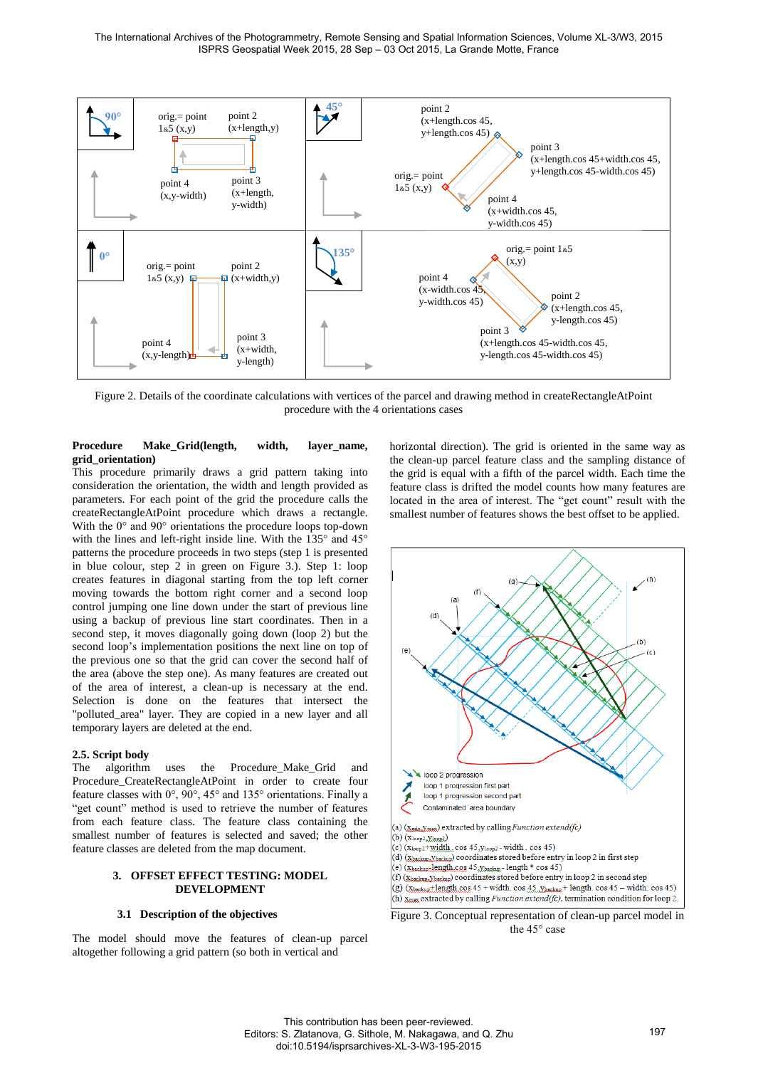Figure 2. Details of the coordinate calculations with vertices of the parcel and drawing method in createRectangleAtPoint procedure with the 4 orientations cases

**Procedure Make_Grid(length, width, layer_name, grid_orientation)**

This procedure primarily draws a grid pattern taking into consideration the orientation, the width and length provided as parameters. For each point of the grid the procedure calls the createRectangleAtPoint procedure which draws a rectangle. With the 0° and 90° orientations the procedure loops top-down with the lines and left-right inside line. With the 135° and 45° patterns the procedure proceeds in two steps (step 1 is presented in blue colour, step 2 in green on Figure 3.). Step 1: loop creates features in diagonal starting from the top left corner moving towards the bottom right corner and a second loop control jumping one line down under the start of previous line using a backup of previous line start coordinates. Then in a second step, it moves diagonally going down (loop 2) but the second loop's implementation positions the next line on top of the previous one so that the grid can cover the second half of the area (above the step one). As many features are created out of the area of interest, a clean-up is necessary at the end. Selection is done on the features that intersect the "polluted_area" layer. They are copied in a new layer and all temporary layers are deleted at the end.

## 2.5. Script body

The algorithm uses the Procedure_Make_Grid and Procedure_CreateRectangleAtPoint in order to create four feature classes with 0°, 90°, 45° and 135° orientations. Finally a "get count" method is used to retrieve the number of features from each feature class. The feature class containing the smallest number of features is selected and saved; the other feature classes are deleted from the map document.

# 3. OFFSET EFFECT TESTING: MODEL DEVELOPMENT

## 3.1 Description of the objectives

The model should move the features of clean-up parcel altogether following a grid pattern (so both in vertical and horizontal direction). The grid is oriented in the same way as the clean-up parcel feature class and the sampling distance of the grid is equal with a fifth of the parcel width. Each time the feature class is drifted the model counts how many features are located in the area of interest. The "get count" result with the smallest number of features shows the best offset to be applied.

(a) ($X_{min}$,$Y_{max}$) extracted by calling *Function extend(fc)*
(b) ($X_{loop2}$,$Y_{loop2}$)
(c) ($X_{loop2}$+width . cos 45,$Y_{loop2}$ - width . cos 45)
(d) ($X_{backup}$,$Y_{backup}$) coordinates stored before entry in loop 2 in first step
(e) ($X_{backup}$-length.cos 45,$Y_{backup}$ - length * cos 45)
(f) ($X_{backup}$,$Y_{backup}$) coordinates stored before entry in loop 2 in second step
(g) ($X_{backup}$+length.cos 45 + width. cos 45,$Y_{backup}$ + length. cos 45 – width. cos 45)
(h) $X_{max}$ extracted by calling *Function extend(fc)*, termination condition for loop 2.

Figure 3. Conceptual representation of clean-up parcel model in the 45° case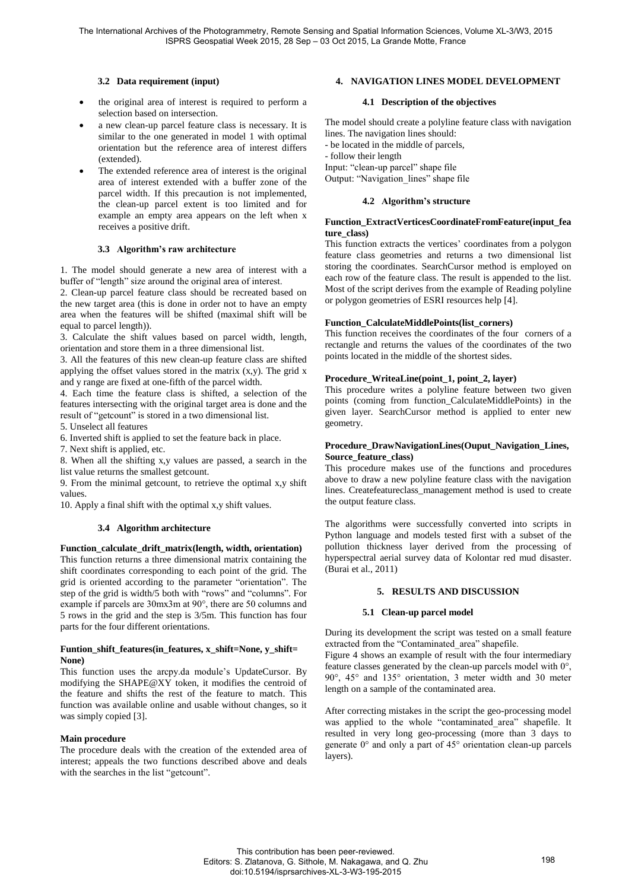### 3.2 Data requirement (input)

- the original area of interest is required to perform a selection based on intersection.
- a new clean-up parcel feature class is necessary. It is similar to the one generated in model 1 with optimal orientation but the reference area of interest differs (extended).
- The extended reference area of interest is the original area of interest extended with a buffer zone of the parcel width. If this precaution is not implemented, the clean-up parcel extent is too limited and for example an empty area appears on the left when x receives a positive drift.

### 3.3 Algorithm's raw architecture

1. The model should generate a new area of interest with a buffer of "length" size around the original area of interest.
2. Clean-up parcel feature class should be recreated based on the new target area (this is done in order not to have an empty area when the features will be shifted (maximal shift will be equal to parcel length)).
3. Calculate the shift values based on parcel width, length, orientation and store them in a three dimensional list.
3. All the features of this new clean-up feature class are shifted applying the offset values stored in the matrix (x,y). The grid x and y range are fixed at one-fifth of the parcel width.
4. Each time the feature class is shifted, a selection of the features intersecting with the original target area is done and the result of "getcount" is stored in a two dimensional list.
5. Unselect all features
6. Inverted shift is applied to set the feature back in place.
7. Next shift is applied, etc.
8. When all the shifting x,y values are passed, a search in the list value returns the smallest getcount.
9. From the minimal getcount, to retrieve the optimal x,y shift values.
10. Apply a final shift with the optimal x,y shift values.

### 3.4 Algorithm architecture

**Function_calculate_drift_matrix(length, width, orientation)**
This function returns a three dimensional matrix containing the shift coordinates corresponding to each point of the grid. The grid is oriented according to the parameter "orientation". The step of the grid is width/5 both with "rows" and "columns". For example if parcels are 30mx3m at 90°, there are 50 columns and 5 rows in the grid and the step is 3/5m. This function has four parts for the four different orientations.

**Funtion_shift_features(in_features, x_shift=None, y_shift= None)**
This function uses the arcpy.da module's UpdateCursor. By modifying the SHAPE@XY token, it modifies the centroid of the feature and shifts the rest of the feature to match. This function was available online and usable without changes, so it was simply copied [3].

**Main procedure**
The procedure deals with the creation of the extended area of interest; appeals the two functions described above and deals with the searches in the list "getcount".

## 4. NAVIGATION LINES MODEL DEVELOPMENT

### 4.1 Description of the objectives

The model should create a polyline feature class with navigation lines. The navigation lines should:
- be located in the middle of parcels,
- follow their length

Input: "clean-up parcel" shape file
Output: "Navigation_lines" shape file

### 4.2 Algorithm's structure

**Function_ExtractVerticesCoordinateFromFeature(input_feature_class)**
This function extracts the vertices' coordinates from a polygon feature class geometries and returns a two dimensional list storing the coordinates. SearchCursor method is employed on each row of the feature class. The result is appended to the list. Most of the script derives from the example of Reading polyline or polygon geometries of ESRI resources help [4].

**Function_CalculateMiddlePoints(list_corners)**
This function receives the coordinates of the four corners of a rectangle and returns the values of the coordinates of the two points located in the middle of the shortest sides.

**Procedure_WriteaLine(point_1, point_2, layer)**
This procedure writes a polyline feature between two given points (coming from function_CalculateMiddlePoints) in the given layer. SearchCursor method is applied to enter new geometry.

**Procedure_DrawNavigationLines(Ouput_Navigation_Lines, Source_feature_class)**
This procedure makes use of the functions and procedures above to draw a new polyline feature class with the navigation lines. Createfeatureclass_management method is used to create the output feature class.

The algorithms were successfully converted into scripts in Python language and models tested first with a subset of the pollution thickness layer derived from the processing of hyperspectral aerial survey data of Kolontar red mud disaster. (Burai et al., 2011)

## 5. RESULTS AND DISCUSSION

### 5.1 Clean-up parcel model

During its development the script was tested on a small feature extracted from the "Contaminated_area" shapefile.
Figure 4 shows an example of result with the four intermediary feature classes generated by the clean-up parcels model with 0°, 90°, 45° and 135° orientation, 3 meter width and 30 meter length on a sample of the contaminated area.

After correcting mistakes in the script the geo-processing model was applied to the whole "contaminated_area" shapefile. It resulted in very long geo-processing (more than 3 days to generate 0° and only a part of 45° orientation clean-up parcels layers).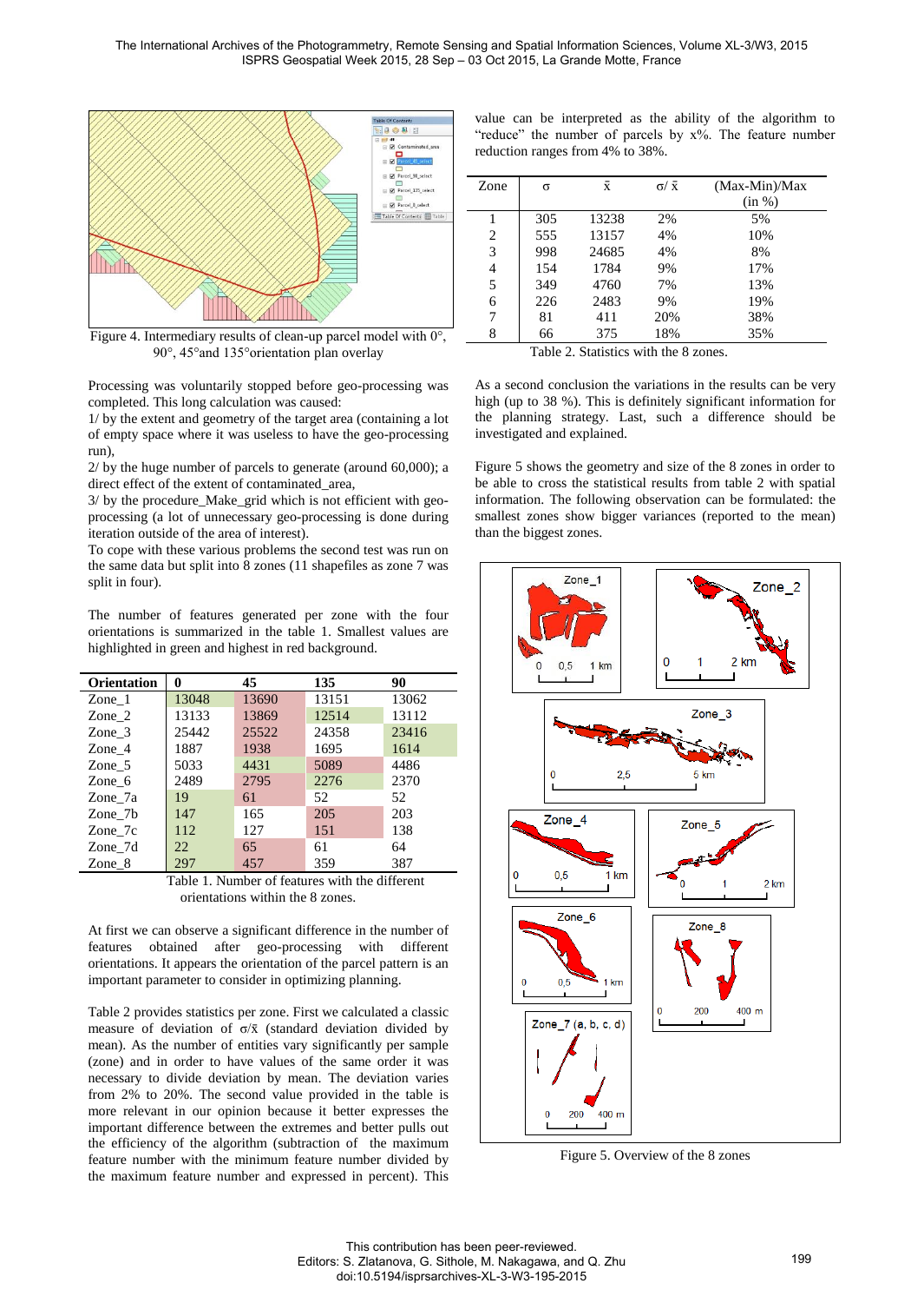Figure 4. Intermediary results of clean-up parcel model with 0°, 90°, 45°and 135°orientation plan overlay

Processing was voluntarily stopped before geo-processing was completed. This long calculation was caused:

1/ by the extent and geometry of the target area (containing a lot of empty space where it was useless to have the geo-processing run),

2/ by the huge number of parcels to generate (around 60,000); a direct effect of the extent of contaminated_area,

3/ by the procedure_Make_grid which is not efficient with geo-processing (a lot of unnecessary geo-processing is done during iteration outside of the area of interest).

To cope with these various problems the second test was run on the same data but split into 8 zones (11 shapefiles as zone 7 was split in four).

The number of features generated per zone with the four orientations is summarized in the table 1. Smallest values are highlighted in green and highest in red background.

| Orientation | 0 | 45 | 135 | 90 |
|---|---|---|---|---|
| Zone_1 | 13048 | 13690 | 13151 | 13062 |
| Zone_2 | 13133 | 13869 | 12514 | 13112 |
| Zone_3 | 25442 | 25522 | 24358 | 23416 |
| Zone_4 | 1887 | 1938 | 1695 | 1614 |
| Zone_5 | 5033 | 4431 | 5089 | 4486 |
| Zone_6 | 2489 | 2795 | 2276 | 2370 |
| Zone_7a | 19 | 61 | 52 | 52 |
| Zone_7b | 147 | 165 | 205 | 203 |
| Zone_7c | 112 | 127 | 151 | 138 |
| Zone_7d | 22 | 65 | 61 | 64 |
| Zone_8 | 297 | 457 | 359 | 387 |

Table 1. Number of features with the different orientations within the 8 zones.

At first we can observe a significant difference in the number of features obtained after geo-processing with different orientations. It appears the orientation of the parcel pattern is an important parameter to consider in optimizing planning.

Table 2 provides statistics per zone. First we calculated a classic measure of deviation of $\sigma/\bar{x}$ (standard deviation divided by mean). As the number of entities vary significantly per sample (zone) and in order to have values of the same order it was necessary to divide deviation by mean. The deviation varies from 2% to 20%. The second value provided in the table is more relevant in our opinion because it better expresses the important difference between the extremes and better pulls out the efficiency of the algorithm (subtraction of the maximum feature number with the minimum feature number divided by the maximum feature number and expressed in percent). This value can be interpreted as the ability of the algorithm to "reduce" the number of parcels by x%. The feature number reduction ranges from 4% to 38%.

| Zone | $\sigma$ | $\bar{x}$ | $\sigma/\bar{x}$ | (Max-Min)/Max (in %) |
|---|---|---|---|---|
| 1 | 305 | 13238 | 2% | 5% |
| 2 | 555 | 13157 | 4% | 10% |
| 3 | 998 | 24685 | 4% | 8% |
| 4 | 154 | 1784 | 9% | 17% |
| 5 | 349 | 4760 | 7% | 13% |
| 6 | 226 | 2483 | 9% | 19% |
| 7 | 81 | 411 | 20% | 38% |
| 8 | 66 | 375 | 18% | 35% |

Table 2. Statistics with the 8 zones.

As a second conclusion the variations in the results can be very high (up to 38 %). This is definitely significant information for the planning strategy. Last, such a difference should be investigated and explained.

Figure 5 shows the geometry and size of the 8 zones in order to be able to cross the statistical results from table 2 with spatial information. The following observation can be formulated: the smallest zones show bigger variances (reported to the mean) than the biggest zones.

Figure 5. Overview of the 8 zones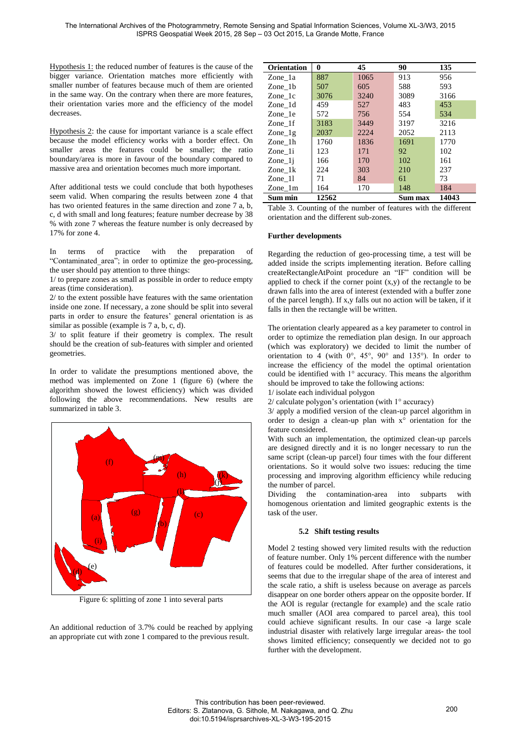Hypothesis 1: the reduced number of features is the cause of the bigger variance. Orientation matches more efficiently with smaller number of features because much of them are oriented in the same way. On the contrary when there are more features, their orientation varies more and the efficiency of the model decreases.

Hypothesis 2: the cause for important variance is a scale effect because the model efficiency works with a border effect. On smaller areas the features could be smaller; the ratio boundary/area is more in favour of the boundary compared to massive area and orientation becomes much more important.

After additional tests we could conclude that both hypotheses seem valid. When comparing the results between zone 4 that has two oriented features in the same direction and zone 7 a, b, c, d with small and long features; feature number decrease by 38 % with zone 7 whereas the feature number is only decreased by 17% for zone 4.

In terms of practice with the preparation of "Contaminated_area"; in order to optimize the geo-processing, the user should pay attention to three things:

1/ to prepare zones as small as possible in order to reduce empty areas (time consideration).

2/ to the extent possible have features with the same orientation inside one zone. If necessary, a zone should be split into several parts in order to ensure the features' general orientation is as similar as possible (example is 7 a, b, c, d).

3/ to split feature if their geometry is complex. The result should be the creation of sub-features with simpler and oriented geometries.

In order to validate the presumptions mentioned above, the method was implemented on Zone 1 (figure 6) (where the algorithm showed the lowest efficiency) which was divided following the above recommendations. New results are summarized in table 3.

Figure 6: splitting of zone 1 into several parts

An additional reduction of 3.7% could be reached by applying an appropriate cut with zone 1 compared to the previous result.

| Orientation | 0 | 45 | 90 | 135 |
|---|---|---|---|---|
| Zone_1a | 887 | 1065 | 913 | 956 |
| Zone_1b | 507 | 605 | 588 | 593 |
| Zone_1c | 3076 | 3240 | 3089 | 3166 |
| Zone_1d | 459 | 527 | 483 | 453 |
| Zone_1e | 572 | 756 | 554 | 534 |
| Zone_1f | 3183 | 3449 | 3197 | 3216 |
| Zone_1g | 2037 | 2224 | 2052 | 2113 |
| Zone_1h | 1760 | 1836 | 1691 | 1770 |
| Zone_1i | 123 | 171 | 92 | 102 |
| Zone_1j | 166 | 170 | 102 | 161 |
| Zone_1k | 224 | 303 | 210 | 237 |
| Zone_1l | 71 | 84 | 61 | 73 |
| Zone_1m | 164 | 170 | 148 | 184 |
| **Sum min** | **12562** | | **Sum max** | **14043** |

Table 3. Counting of the number of features with the different orientation and the different sub-zones.

**Further developments**

Regarding the reduction of geo-processing time, a test will be added inside the scripts implementing iteration. Before calling createRectangleAtPoint procedure an "IF" condition will be applied to check if the corner point (x,y) of the rectangle to be drawn falls into the area of interest (extended with a buffer zone of the parcel length). If x,y falls out no action will be taken, if it falls in then the rectangle will be written.

The orientation clearly appeared as a key parameter to control in order to optimize the remediation plan design. In our approach (which was exploratory) we decided to limit the number of orientation to 4 (with 0°, 45°, 90° and 135°). In order to increase the efficiency of the model the optimal orientation could be identified with 1° accuracy. This means the algorithm should be improved to take the following actions:

1/ isolate each individual polygon

2/ calculate polygon's orientation (with 1° accuracy)

3/ apply a modified version of the clean-up parcel algorithm in order to design a clean-up plan with x° orientation for the feature considered.

With such an implementation, the optimized clean-up parcels are designed directly and it is no longer necessary to run the same script (clean-up parcel) four times with the four different orientations. So it would solve two issues: reducing the time processing and improving algorithm efficiency while reducing the number of parcel.

Dividing the contamination-area into subparts with homogenous orientation and limited geographic extents is the task of the user.

### 5.2 Shift testing results

Model 2 testing showed very limited results with the reduction of feature number. Only 1% percent difference with the number of features could be modelled. After further considerations, it seems that due to the irregular shape of the area of interest and the scale ratio, a shift is useless because on average as parcels disappear on one border others appear on the opposite border. If the AOI is regular (rectangle for example) and the scale ratio much smaller (AOI area compared to parcel area), this tool could achieve significant results. In our case -a large scale industrial disaster with relatively large irregular areas- the tool shows limited efficiency; consequently we decided not to go further with the development.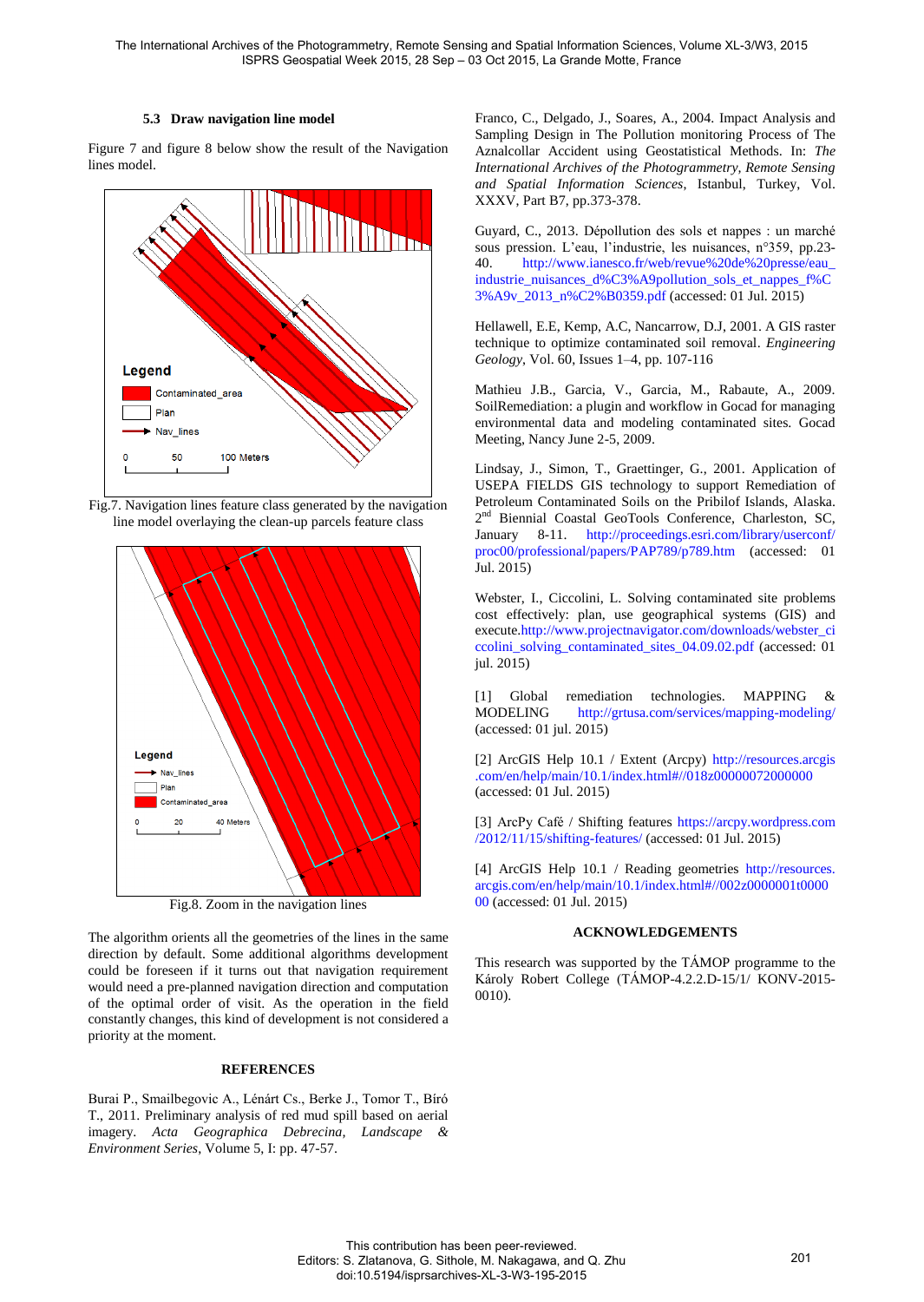### 5.3 Draw navigation line model

Figure 7 and figure 8 below show the result of the Navigation lines model.

Legend
Contaminated_area
Plan
Nav_lines
0 50 100 Meters

Fig.7. Navigation lines feature class generated by the navigation line model overlaying the clean-up parcels feature class

Legend
Nav_lines
Plan
Contaminated_area
0 20 40 Meters

Fig.8. Zoom in the navigation lines

The algorithm orients all the geometries of the lines in the same direction by default. Some additional algorithms development could be foreseen if it turns out that navigation requirement would need a pre-planned navigation direction and computation of the optimal order of visit. As the operation in the field constantly changes, this kind of development is not considered a priority at the moment.

## REFERENCES

Burai P., Smailbegovic A., Lénárt Cs., Berke J., Tomor T., Bíró T., 2011. Preliminary analysis of red mud spill based on aerial imagery. *Acta Geographica Debrecina, Landscape & Environment Series*, Volume 5, I: pp. 47-57.

Franco, C., Delgado, J., Soares, A., 2004. Impact Analysis and Sampling Design in The Pollution monitoring Process of The Aznalcollar Accident using Geostatistical Methods. In: *The International Archives of the Photogrammetry, Remote Sensing and Spatial Information Sciences*, Istanbul, Turkey, Vol. XXXV, Part B7, pp.373-378.

Guyard, C., 2013. Dépollution des sols et nappes : un marché sous pression. L'eau, l'industrie, les nuisances, n°359, pp.23-40. http://www.ianesco.fr/web/revue%20de%20presse/eau_industrie_nuisances_d%C3%A9pollution_sols_et_nappes_f%C3%A9v_2013_n%C2%B0359.pdf (accessed: 01 Jul. 2015)

Hellawell, E.E, Kemp, A.C, Nancarrow, D.J, 2001. A GIS raster technique to optimize contaminated soil removal. *Engineering Geology*, Vol. 60, Issues 1–4, pp. 107-116

Mathieu J.B., Garcia, V., Garcia, M., Rabaute, A., 2009. SoilRemediation: a plugin and workflow in Gocad for managing environmental data and modeling contaminated sites. Gocad Meeting, Nancy June 2-5, 2009.

Lindsay, J., Simon, T., Graettinger, G., 2001. Application of USEPA FIELDS GIS technology to support Remediation of Petroleum Contaminated Soils on the Pribilof Islands, Alaska. 2nd Biennial Coastal GeoTools Conference, Charleston, SC, January 8-11. http://proceedings.esri.com/library/userconf/proc00/professional/papers/PAP789/p789.htm (accessed: 01 Jul. 2015)

Webster, I., Ciccolini, L. Solving contaminated site problems cost effectively: plan, use geographical systems (GIS) and execute.http://www.projectnavigator.com/downloads/webster_ciccolini_solving_contaminated_sites_04.09.02.pdf (accessed: 01 jul. 2015)

[1] Global remediation technologies. MAPPING & MODELING http://grtusa.com/services/mapping-modeling/ (accessed: 01 jul. 2015)

[2] ArcGIS Help 10.1 / Extent (Arcpy) http://resources.arcgis.com/en/help/main/10.1/index.html#//018z00000072000000 (accessed: 01 Jul. 2015)

[3] ArcPy Café / Shifting features https://arcpy.wordpress.com/2012/11/15/shifting-features/ (accessed: 01 Jul. 2015)

[4] ArcGIS Help 10.1 / Reading geometries http://resources.arcgis.com/en/help/main/10.1/index.html#//002z0000001t000000 (accessed: 01 Jul. 2015)

## ACKNOWLEDGEMENTS

This research was supported by the TÁMOP programme to the Károly Robert College (TÁMOP-4.2.2.D-15/1/ KONV-2015-0010).